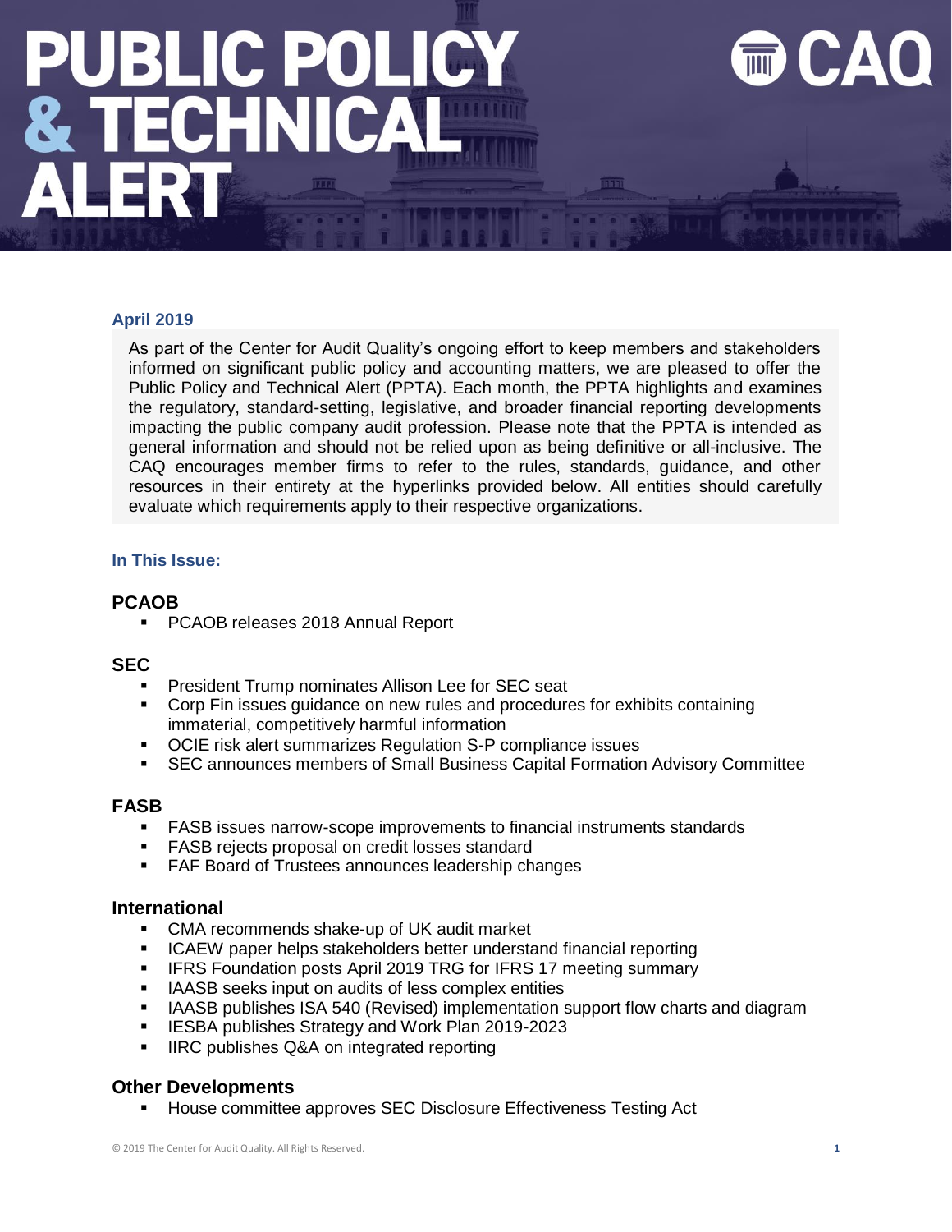# PUBLIC POLICY & TECHNICAL ALERT

CAQ

**April 2019**

As part of the Center for Audit Quality's ongoing effort to keep members and stakeholders informed on significant public policy and accounting matters, we are pleased to offer the Public Policy and Technical Alert (PPTA). Each month, the PPTA highlights and examines the regulatory, standard-setting, legislative, and broader financial reporting developments impacting the public company audit profession. Please note that the PPTA is intended as general information and should not be relied upon as being definitive or all-inclusive. The CAQ encourages member firms to refer to the rules, standards, guidance, and other resources in their entirety at the hyperlinks provided below. All entities should carefully evaluate which requirements apply to their respective organizations.

**In This Issue:**

### PCAOB

- PCAOB releases 2018 Annual Report

### SEC

- President Trump nominates Allison Lee for SEC seat
- Corp Fin issues guidance on new rules and procedures for exhibits containing immaterial, competitively harmful information
- OCIE risk alert summarizes Regulation S-P compliance issues
- SEC announces members of Small Business Capital Formation Advisory Committee

### FASB

- FASB issues narrow-scope improvements to financial instruments standards
- FASB rejects proposal on credit losses standard
- FAF Board of Trustees announces leadership changes

### International

- CMA recommends shake-up of UK audit market
- ICAEW paper helps stakeholders better understand financial reporting
- IFRS Foundation posts April 2019 TRG for IFRS 17 meeting summary
- IAASB seeks input on audits of less complex entities
- IAASB publishes ISA 540 (Revised) implementation support flow charts and diagram
- IESBA publishes Strategy and Work Plan 2019-2023
- IIRC publishes Q&A on integrated reporting

### Other Developments

- House committee approves SEC Disclosure Effectiveness Testing Act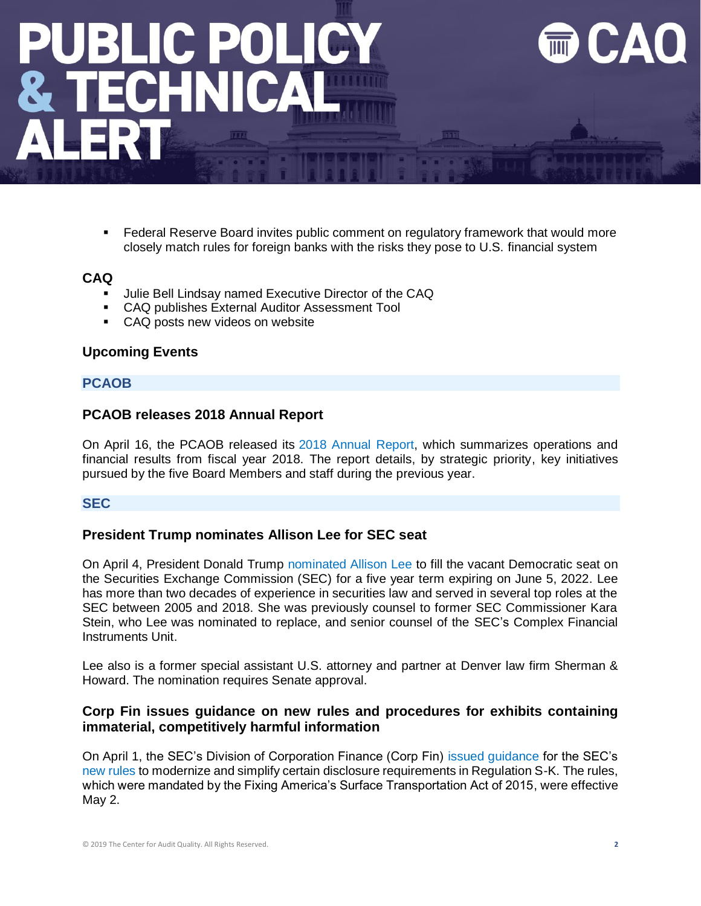- Federal Reserve Board invites public comment on regulatory framework that would more closely match rules for foreign banks with the risks they pose to U.S. financial system

**CAQ**

- Julie Bell Lindsay named Executive Director of the CAQ
- CAQ publishes External Auditor Assessment Tool
- CAQ posts new videos on website

**Upcoming Events**

## PCAOB

### PCAOB releases 2018 Annual Report

On April 16, the PCAOB released its 2018 Annual Report, which summarizes operations and financial results from fiscal year 2018. The report details, by strategic priority, key initiatives pursued by the five Board Members and staff during the previous year.

## SEC

### President Trump nominates Allison Lee for SEC seat

On April 4, President Donald Trump nominated Allison Lee to fill the vacant Democratic seat on the Securities Exchange Commission (SEC) for a five year term expiring on June 5, 2022. Lee has more than two decades of experience in securities law and served in several top roles at the SEC between 2005 and 2018. She was previously counsel to former SEC Commissioner Kara Stein, who Lee was nominated to replace, and senior counsel of the SEC's Complex Financial Instruments Unit.

Lee also is a former special assistant U.S. attorney and partner at Denver law firm Sherman & Howard. The nomination requires Senate approval.

### Corp Fin issues guidance on new rules and procedures for exhibits containing immaterial, competitively harmful information

On April 1, the SEC's Division of Corporation Finance (Corp Fin) issued guidance for the SEC's new rules to modernize and simplify certain disclosure requirements in Regulation S-K. The rules, which were mandated by the Fixing America's Surface Transportation Act of 2015, were effective May 2.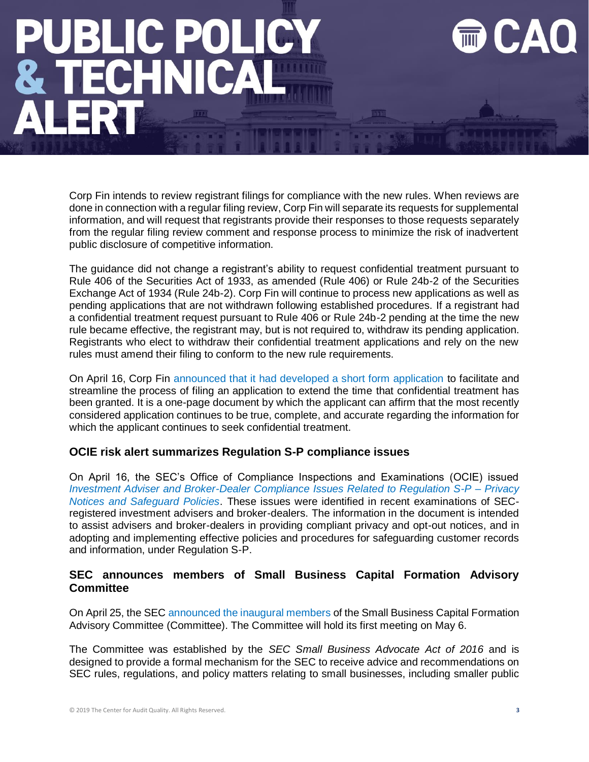Corp Fin intends to review registrant filings for compliance with the new rules. When reviews are done in connection with a regular filing review, Corp Fin will separate its requests for supplemental information, and will request that registrants provide their responses to those requests separately from the regular filing review comment and response process to minimize the risk of inadvertent public disclosure of competitive information.

The guidance did not change a registrant's ability to request confidential treatment pursuant to Rule 406 of the Securities Act of 1933, as amended (Rule 406) or Rule 24b-2 of the Securities Exchange Act of 1934 (Rule 24b-2). Corp Fin will continue to process new applications as well as pending applications that are not withdrawn following established procedures. If a registrant had a confidential treatment request pursuant to Rule 406 or Rule 24b-2 pending at the time the new rule became effective, the registrant may, but is not required to, withdraw its pending application. Registrants who elect to withdraw their confidential treatment applications and rely on the new rules must amend their filing to conform to the new rule requirements.

On April 16, Corp Fin announced that it had developed a short form application to facilitate and streamline the process of filing an application to extend the time that confidential treatment has been granted. It is a one-page document by which the applicant can affirm that the most recently considered application continues to be true, complete, and accurate regarding the information for which the applicant continues to seek confidential treatment.

### OCIE risk alert summarizes Regulation S-P compliance issues

On April 16, the SEC's Office of Compliance Inspections and Examinations (OCIE) issued *Investment Adviser and Broker-Dealer Compliance Issues Related to Regulation S-P – Privacy Notices and Safeguard Policies*. These issues were identified in recent examinations of SEC-registered investment advisers and broker-dealers. The information in the document is intended to assist advisers and broker-dealers in providing compliant privacy and opt-out notices, and in adopting and implementing effective policies and procedures for safeguarding customer records and information, under Regulation S-P.

### SEC announces members of Small Business Capital Formation Advisory Committee

On April 25, the SEC announced the inaugural members of the Small Business Capital Formation Advisory Committee (Committee). The Committee will hold its first meeting on May 6.

The Committee was established by the *SEC Small Business Advocate Act of 2016* and is designed to provide a formal mechanism for the SEC to receive advice and recommendations on SEC rules, regulations, and policy matters relating to small businesses, including smaller public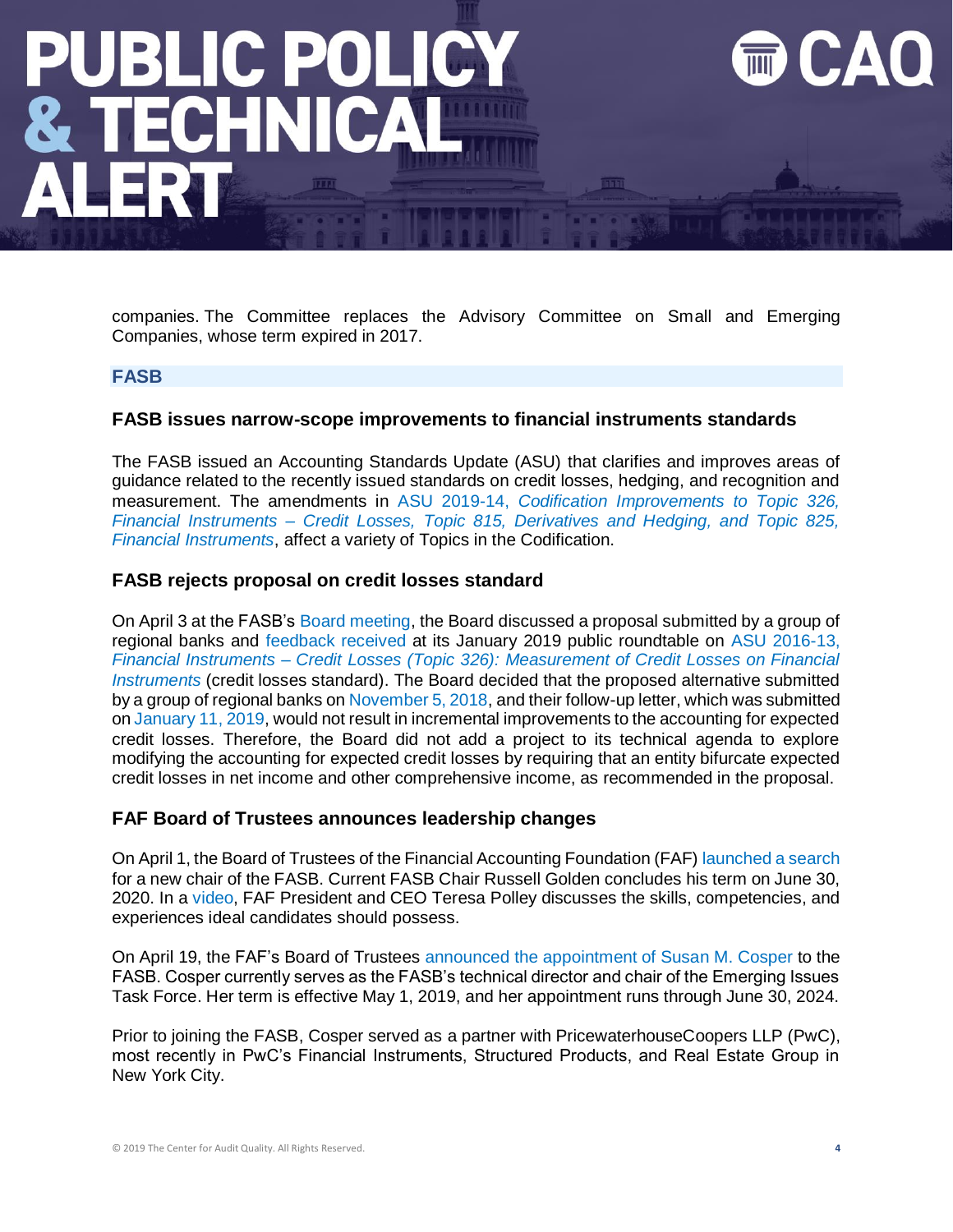companies. The Committee replaces the Advisory Committee on Small and Emerging Companies, whose term expired in 2017.

## FASB

### FASB issues narrow-scope improvements to financial instruments standards

The FASB issued an Accounting Standards Update (ASU) that clarifies and improves areas of guidance related to the recently issued standards on credit losses, hedging, and recognition and measurement. The amendments in ASU 2019-14, *Codification Improvements to Topic 326, Financial Instruments – Credit Losses, Topic 815, Derivatives and Hedging, and Topic 825, Financial Instruments*, affect a variety of Topics in the Codification.

### FASB rejects proposal on credit losses standard

On April 3 at the FASB's Board meeting, the Board discussed a proposal submitted by a group of regional banks and feedback received at its January 2019 public roundtable on ASU 2016-13, *Financial Instruments – Credit Losses (Topic 326): Measurement of Credit Losses on Financial Instruments* (credit losses standard). The Board decided that the proposed alternative submitted by a group of regional banks on November 5, 2018, and their follow-up letter, which was submitted on January 11, 2019, would not result in incremental improvements to the accounting for expected credit losses. Therefore, the Board did not add a project to its technical agenda to explore modifying the accounting for expected credit losses by requiring that an entity bifurcate expected credit losses in net income and other comprehensive income, as recommended in the proposal.

### FAF Board of Trustees announces leadership changes

On April 1, the Board of Trustees of the Financial Accounting Foundation (FAF) launched a search for a new chair of the FASB. Current FASB Chair Russell Golden concludes his term on June 30, 2020. In a video, FAF President and CEO Teresa Polley discusses the skills, competencies, and experiences ideal candidates should possess.

On April 19, the FAF's Board of Trustees announced the appointment of Susan M. Cosper to the FASB. Cosper currently serves as the FASB's technical director and chair of the Emerging Issues Task Force. Her term is effective May 1, 2019, and her appointment runs through June 30, 2024.

Prior to joining the FASB, Cosper served as a partner with PricewaterhouseCoopers LLP (PwC), most recently in PwC's Financial Instruments, Structured Products, and Real Estate Group in New York City.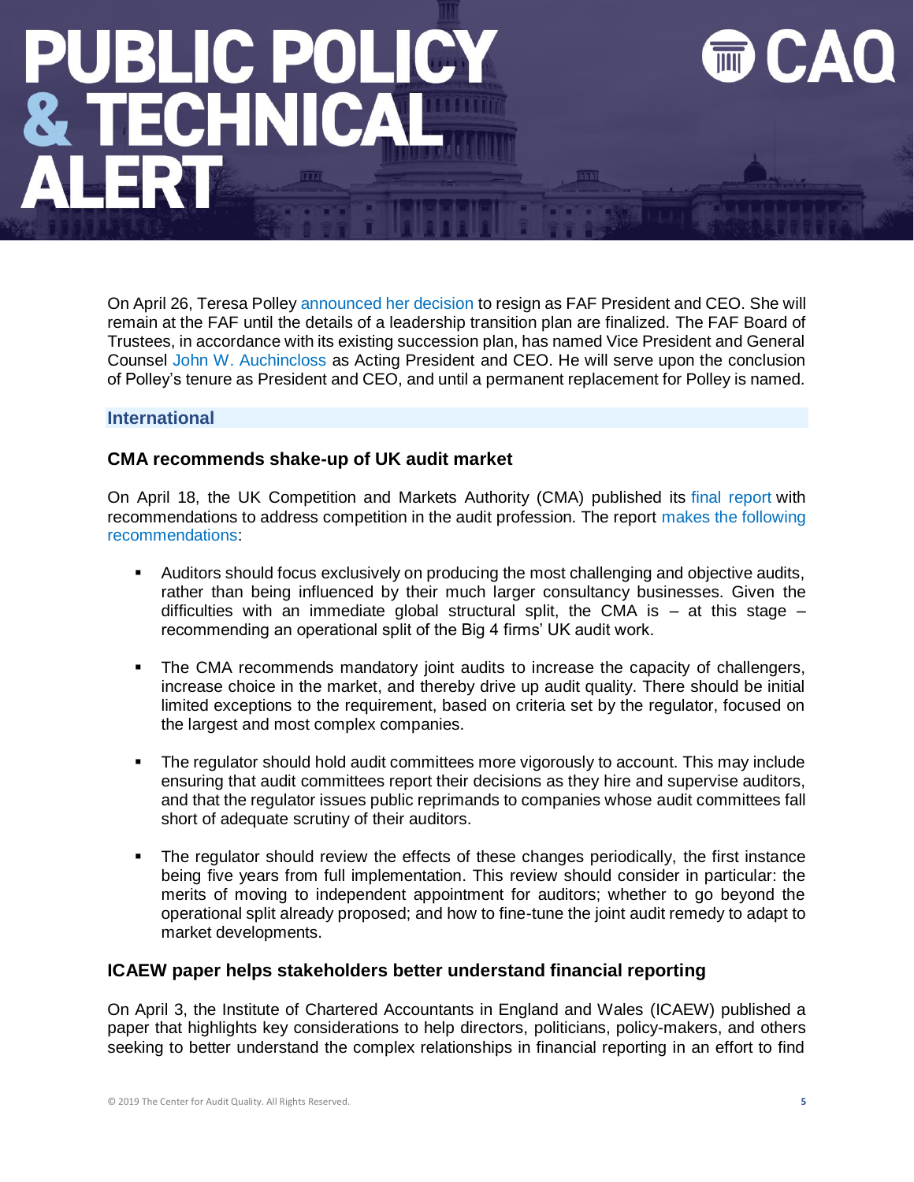On April 26, Teresa Polley announced her decision to resign as FAF President and CEO. She will remain at the FAF until the details of a leadership transition plan are finalized. The FAF Board of Trustees, in accordance with its existing succession plan, has named Vice President and General Counsel John W. Auchincloss as Acting President and CEO. He will serve upon the conclusion of Polley's tenure as President and CEO, and until a permanent replacement for Polley is named.

## International

### CMA recommends shake-up of UK audit market

On April 18, the UK Competition and Markets Authority (CMA) published its final report with recommendations to address competition in the audit profession. The report makes the following recommendations:

- Auditors should focus exclusively on producing the most challenging and objective audits, rather than being influenced by their much larger consultancy businesses. Given the difficulties with an immediate global structural split, the CMA is – at this stage – recommending an operational split of the Big 4 firms' UK audit work.
- The CMA recommends mandatory joint audits to increase the capacity of challengers, increase choice in the market, and thereby drive up audit quality. There should be initial limited exceptions to the requirement, based on criteria set by the regulator, focused on the largest and most complex companies.
- The regulator should hold audit committees more vigorously to account. This may include ensuring that audit committees report their decisions as they hire and supervise auditors, and that the regulator issues public reprimands to companies whose audit committees fall short of adequate scrutiny of their auditors.
- The regulator should review the effects of these changes periodically, the first instance being five years from full implementation. This review should consider in particular: the merits of moving to independent appointment for auditors; whether to go beyond the operational split already proposed; and how to fine-tune the joint audit remedy to adapt to market developments.

### ICAEW paper helps stakeholders better understand financial reporting

On April 3, the Institute of Chartered Accountants in England and Wales (ICAEW) published a paper that highlights key considerations to help directors, politicians, policy-makers, and others seeking to better understand the complex relationships in financial reporting in an effort to find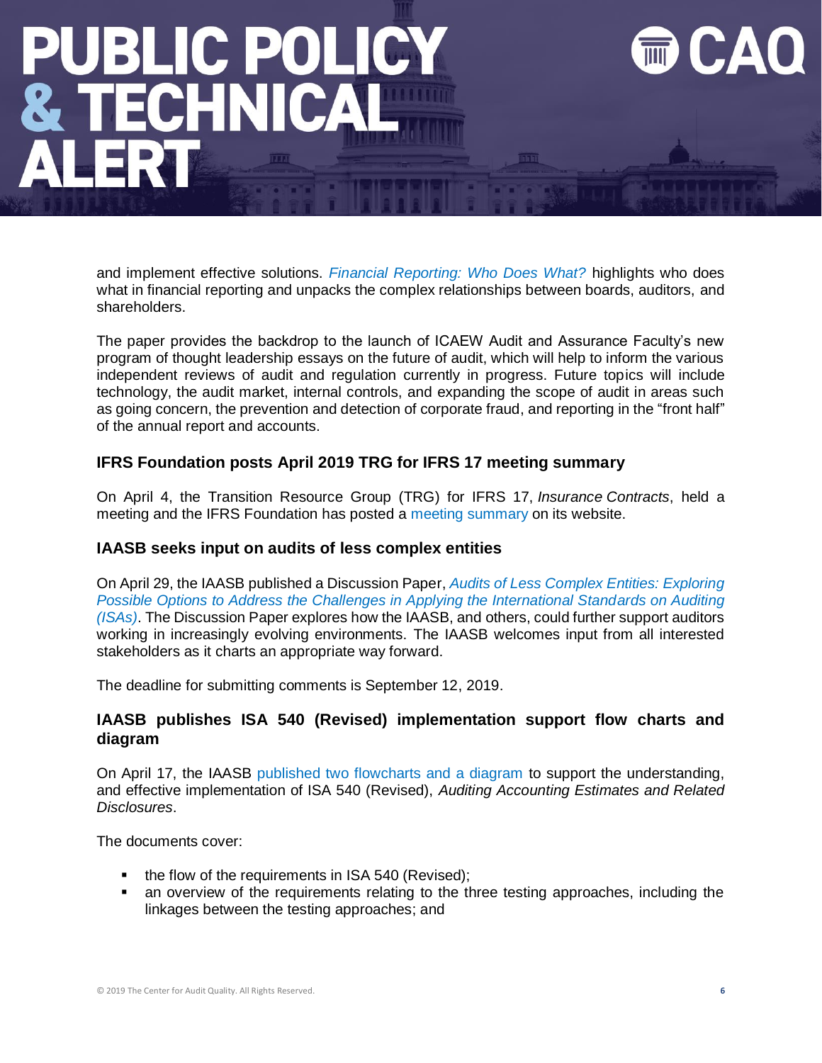and implement effective solutions. *Financial Reporting: Who Does What?* highlights who does what in financial reporting and unpacks the complex relationships between boards, auditors, and shareholders.

The paper provides the backdrop to the launch of ICAEW Audit and Assurance Faculty's new program of thought leadership essays on the future of audit, which will help to inform the various independent reviews of audit and regulation currently in progress. Future topics will include technology, the audit market, internal controls, and expanding the scope of audit in areas such as going concern, the prevention and detection of corporate fraud, and reporting in the "front half" of the annual report and accounts.

### IFRS Foundation posts April 2019 TRG for IFRS 17 meeting summary

On April 4, the Transition Resource Group (TRG) for IFRS 17, *Insurance Contracts*, held a meeting and the IFRS Foundation has posted a meeting summary on its website.

### IAASB seeks input on audits of less complex entities

On April 29, the IAASB published a Discussion Paper, *Audits of Less Complex Entities: Exploring Possible Options to Address the Challenges in Applying the International Standards on Auditing (ISAs)*. The Discussion Paper explores how the IAASB, and others, could further support auditors working in increasingly evolving environments. The IAASB welcomes input from all interested stakeholders as it charts an appropriate way forward.

The deadline for submitting comments is September 12, 2019.

### IAASB publishes ISA 540 (Revised) implementation support flow charts and diagram

On April 17, the IAASB published two flowcharts and a diagram to support the understanding, and effective implementation of ISA 540 (Revised), *Auditing Accounting Estimates and Related Disclosures*.

The documents cover:

- the flow of the requirements in ISA 540 (Revised);
- an overview of the requirements relating to the three testing approaches, including the linkages between the testing approaches; and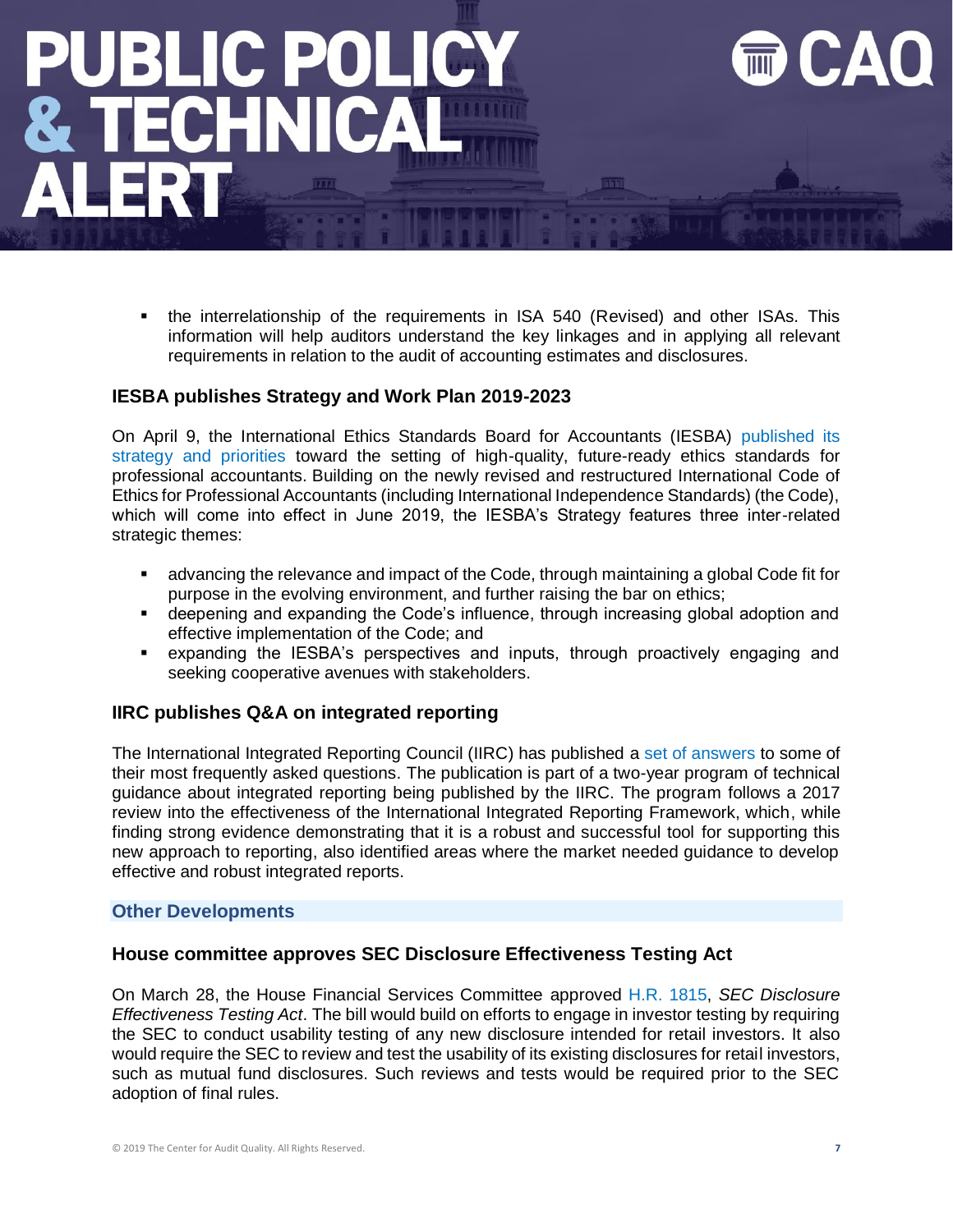- the interrelationship of the requirements in ISA 540 (Revised) and other ISAs. This information will help auditors understand the key linkages and in applying all relevant requirements in relation to the audit of accounting estimates and disclosures.

### IESBA publishes Strategy and Work Plan 2019-2023

On April 9, the International Ethics Standards Board for Accountants (IESBA) published its strategy and priorities toward the setting of high-quality, future-ready ethics standards for professional accountants. Building on the newly revised and restructured International Code of Ethics for Professional Accountants (including International Independence Standards) (the Code), which will come into effect in June 2019, the IESBA's Strategy features three inter-related strategic themes:

- advancing the relevance and impact of the Code, through maintaining a global Code fit for purpose in the evolving environment, and further raising the bar on ethics;
- deepening and expanding the Code's influence, through increasing global adoption and effective implementation of the Code; and
- expanding the IESBA's perspectives and inputs, through proactively engaging and seeking cooperative avenues with stakeholders.

### IIRC publishes Q&A on integrated reporting

The International Integrated Reporting Council (IIRC) has published a set of answers to some of their most frequently asked questions. The publication is part of a two-year program of technical guidance about integrated reporting being published by the IIRC. The program follows a 2017 review into the effectiveness of the International Integrated Reporting Framework, which, while finding strong evidence demonstrating that it is a robust and successful tool for supporting this new approach to reporting, also identified areas where the market needed guidance to develop effective and robust integrated reports.

## Other Developments

### House committee approves SEC Disclosure Effectiveness Testing Act

On March 28, the House Financial Services Committee approved H.R. 1815, *SEC Disclosure Effectiveness Testing Act*. The bill would build on efforts to engage in investor testing by requiring the SEC to conduct usability testing of any new disclosure intended for retail investors. It also would require the SEC to review and test the usability of its existing disclosures for retail investors, such as mutual fund disclosures. Such reviews and tests would be required prior to the SEC adoption of final rules.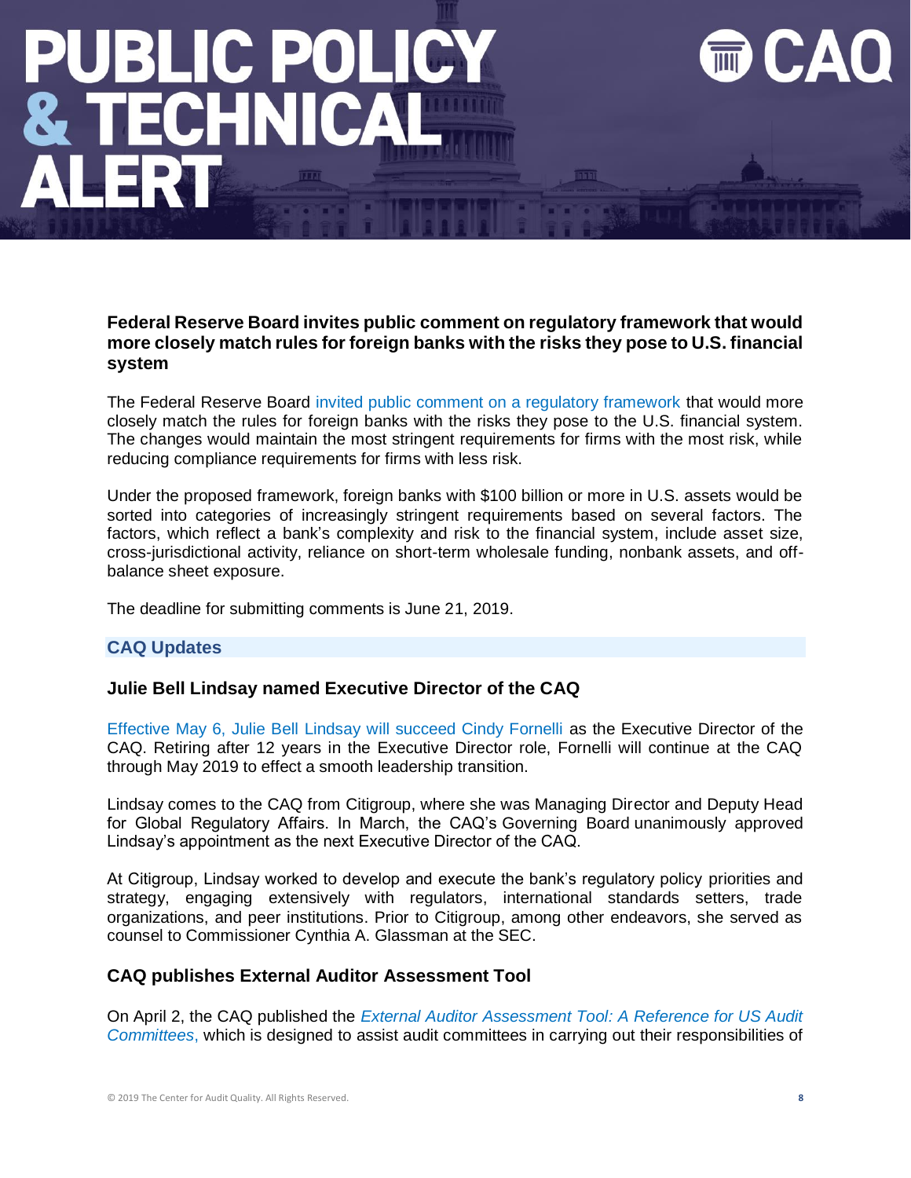### Federal Reserve Board invites public comment on regulatory framework that would more closely match rules for foreign banks with the risks they pose to U.S. financial system

The Federal Reserve Board invited public comment on a regulatory framework that would more closely match the rules for foreign banks with the risks they pose to the U.S. financial system. The changes would maintain the most stringent requirements for firms with the most risk, while reducing compliance requirements for firms with less risk.

Under the proposed framework, foreign banks with $100 billion or more in U.S. assets would be sorted into categories of increasingly stringent requirements based on several factors. The factors, which reflect a bank's complexity and risk to the financial system, include asset size, cross-jurisdictional activity, reliance on short-term wholesale funding, nonbank assets, and off-balance sheet exposure.

The deadline for submitting comments is June 21, 2019.

## CAQ Updates

### Julie Bell Lindsay named Executive Director of the CAQ

Effective May 6, Julie Bell Lindsay will succeed Cindy Fornelli as the Executive Director of the CAQ. Retiring after 12 years in the Executive Director role, Fornelli will continue at the CAQ through May 2019 to effect a smooth leadership transition.

Lindsay comes to the CAQ from Citigroup, where she was Managing Director and Deputy Head for Global Regulatory Affairs. In March, the CAQ's Governing Board unanimously approved Lindsay's appointment as the next Executive Director of the CAQ.

At Citigroup, Lindsay worked to develop and execute the bank's regulatory policy priorities and strategy, engaging extensively with regulators, international standards setters, trade organizations, and peer institutions. Prior to Citigroup, among other endeavors, she served as counsel to Commissioner Cynthia A. Glassman at the SEC.

### CAQ publishes External Auditor Assessment Tool

On April 2, the CAQ published the *External Auditor Assessment Tool: A Reference for US Audit Committees*, which is designed to assist audit committees in carrying out their responsibilities of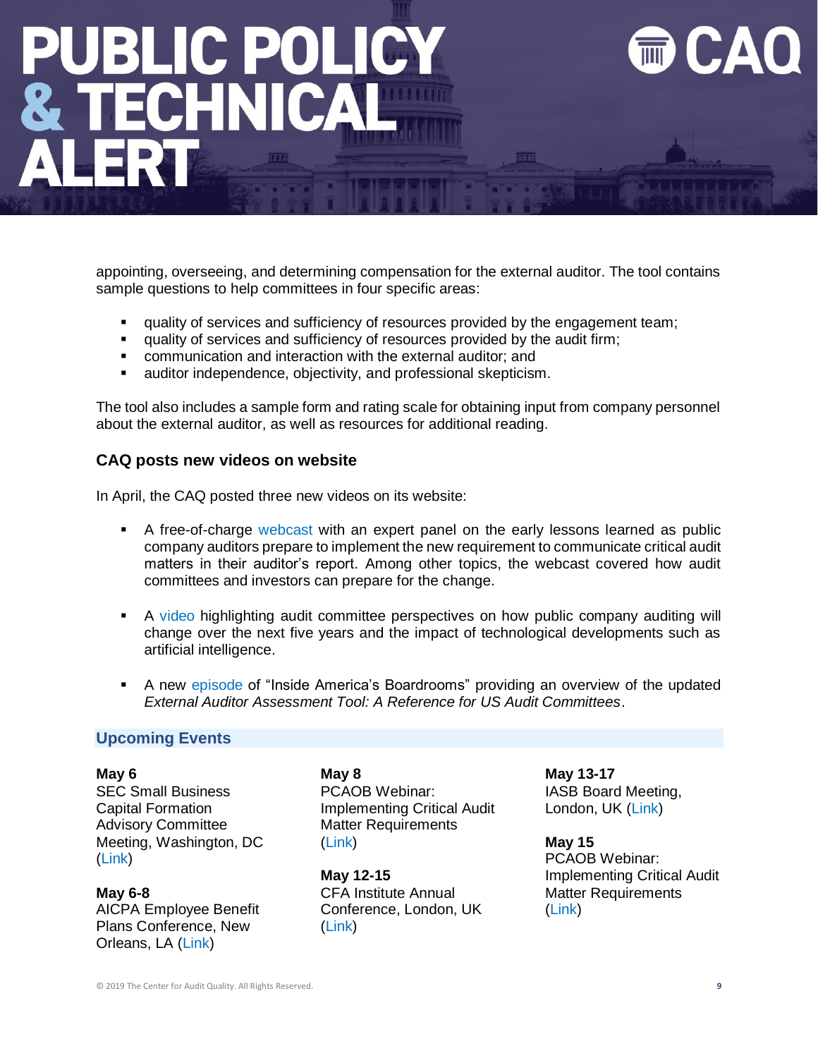appointing, overseeing, and determining compensation for the external auditor. The tool contains sample questions to help committees in four specific areas:

- quality of services and sufficiency of resources provided by the engagement team;
- quality of services and sufficiency of resources provided by the audit firm;
- communication and interaction with the external auditor; and
- auditor independence, objectivity, and professional skepticism.

The tool also includes a sample form and rating scale for obtaining input from company personnel about the external auditor, as well as resources for additional reading.

### CAQ posts new videos on website

In April, the CAQ posted three new videos on its website:

- A free-of-charge webcast with an expert panel on the early lessons learned as public company auditors prepare to implement the new requirement to communicate critical audit matters in their auditor's report. Among other topics, the webcast covered how audit committees and investors can prepare for the change.

- A video highlighting audit committee perspectives on how public company auditing will change over the next five years and the impact of technological developments such as artificial intelligence.

- A new episode of "Inside America's Boardrooms" providing an overview of the updated *External Auditor Assessment Tool: A Reference for US Audit Committees*.

## Upcoming Events

**May 6**
SEC Small Business Capital Formation Advisory Committee Meeting, Washington, DC (Link)

**May 6-8**
AICPA Employee Benefit Plans Conference, New Orleans, LA (Link)

**May 8**
PCAOB Webinar: Implementing Critical Audit Matter Requirements (Link)

**May 12-15**
CFA Institute Annual Conference, London, UK (Link)

**May 13-17**
IASB Board Meeting, London, UK (Link)

**May 15**
PCAOB Webinar: Implementing Critical Audit Matter Requirements (Link)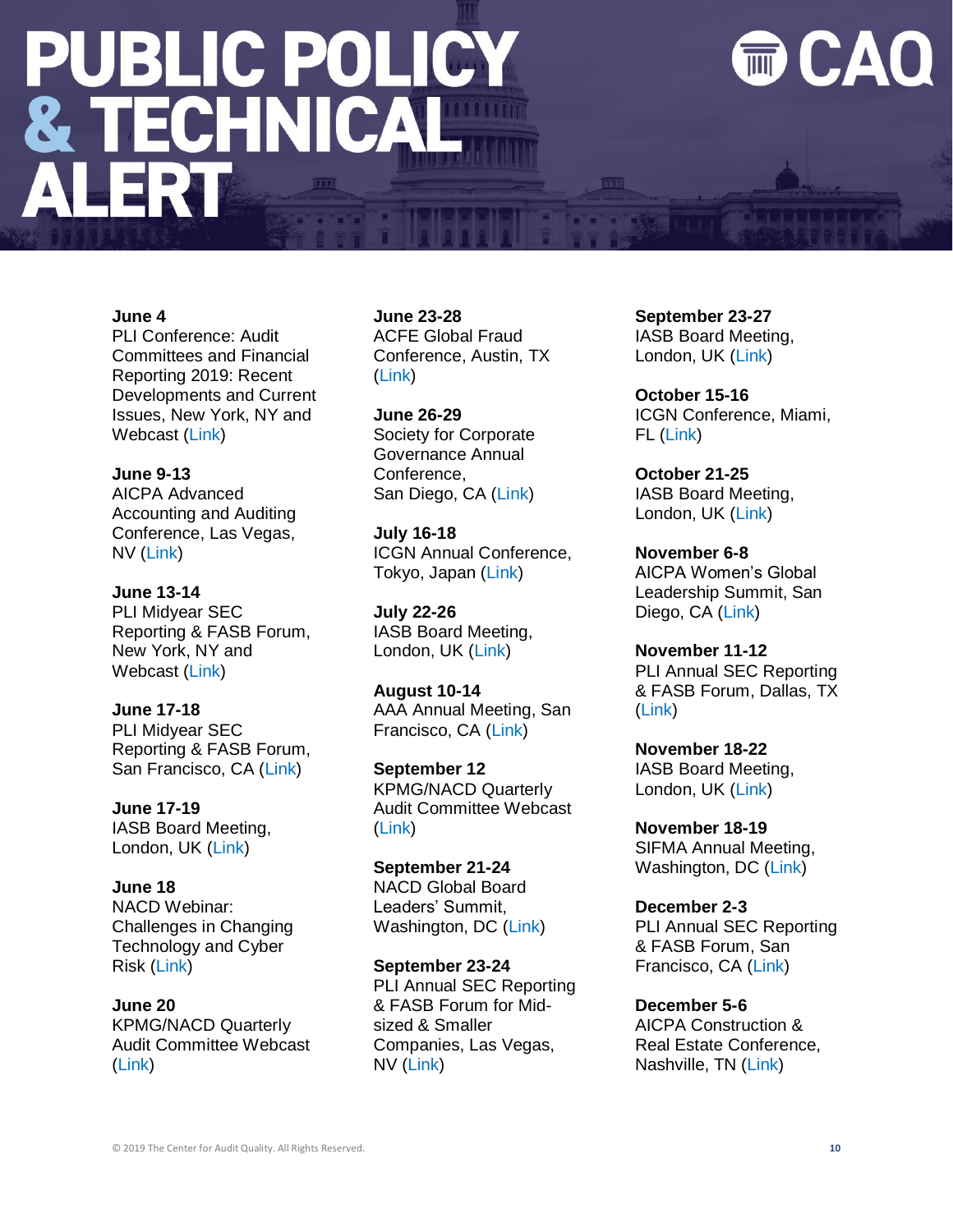# PUBLIC POLICY & TECHNICAL ALERT

**June 4**
PLI Conference: Audit Committees and Financial Reporting 2019: Recent Developments and Current Issues, New York, NY and Webcast (Link)

**June 9-13**
AICPA Advanced Accounting and Auditing Conference, Las Vegas, NV (Link)

**June 13-14**
PLI Midyear SEC Reporting & FASB Forum, New York, NY and Webcast (Link)

**June 17-18**
PLI Midyear SEC Reporting & FASB Forum, San Francisco, CA (Link)

**June 17-19**
IASB Board Meeting, London, UK (Link)

**June 18**
NACD Webinar: Challenges in Changing Technology and Cyber Risk (Link)

**June 20**
KPMG/NACD Quarterly Audit Committee Webcast (Link)

**June 23-28**
ACFE Global Fraud Conference, Austin, TX (Link)

**June 26-29**
Society for Corporate Governance Annual Conference, San Diego, CA (Link)

**July 16-18**
ICGN Annual Conference, Tokyo, Japan (Link)

**July 22-26**
IASB Board Meeting, London, UK (Link)

**August 10-14**
AAA Annual Meeting, San Francisco, CA (Link)

**September 12**
KPMG/NACD Quarterly Audit Committee Webcast (Link)

**September 21-24**
NACD Global Board Leaders' Summit, Washington, DC (Link)

**September 23-24**
PLI Annual SEC Reporting & FASB Forum for Mid-sized & Smaller Companies, Las Vegas, NV (Link)

**September 23-27**
IASB Board Meeting, London, UK (Link)

**October 15-16**
ICGN Conference, Miami, FL (Link)

**October 21-25**
IASB Board Meeting, London, UK (Link)

**November 6-8**
AICPA Women's Global Leadership Summit, San Diego, CA (Link)

**November 11-12**
PLI Annual SEC Reporting & FASB Forum, Dallas, TX (Link)

**November 18-22**
IASB Board Meeting, London, UK (Link)

**November 18-19**
SIFMA Annual Meeting, Washington, DC (Link)

**December 2-3**
PLI Annual SEC Reporting & FASB Forum, San Francisco, CA (Link)

**December 5-6**
AICPA Construction & Real Estate Conference, Nashville, TN (Link)

© 2019 The Center for Audit Quality. All Rights Reserved.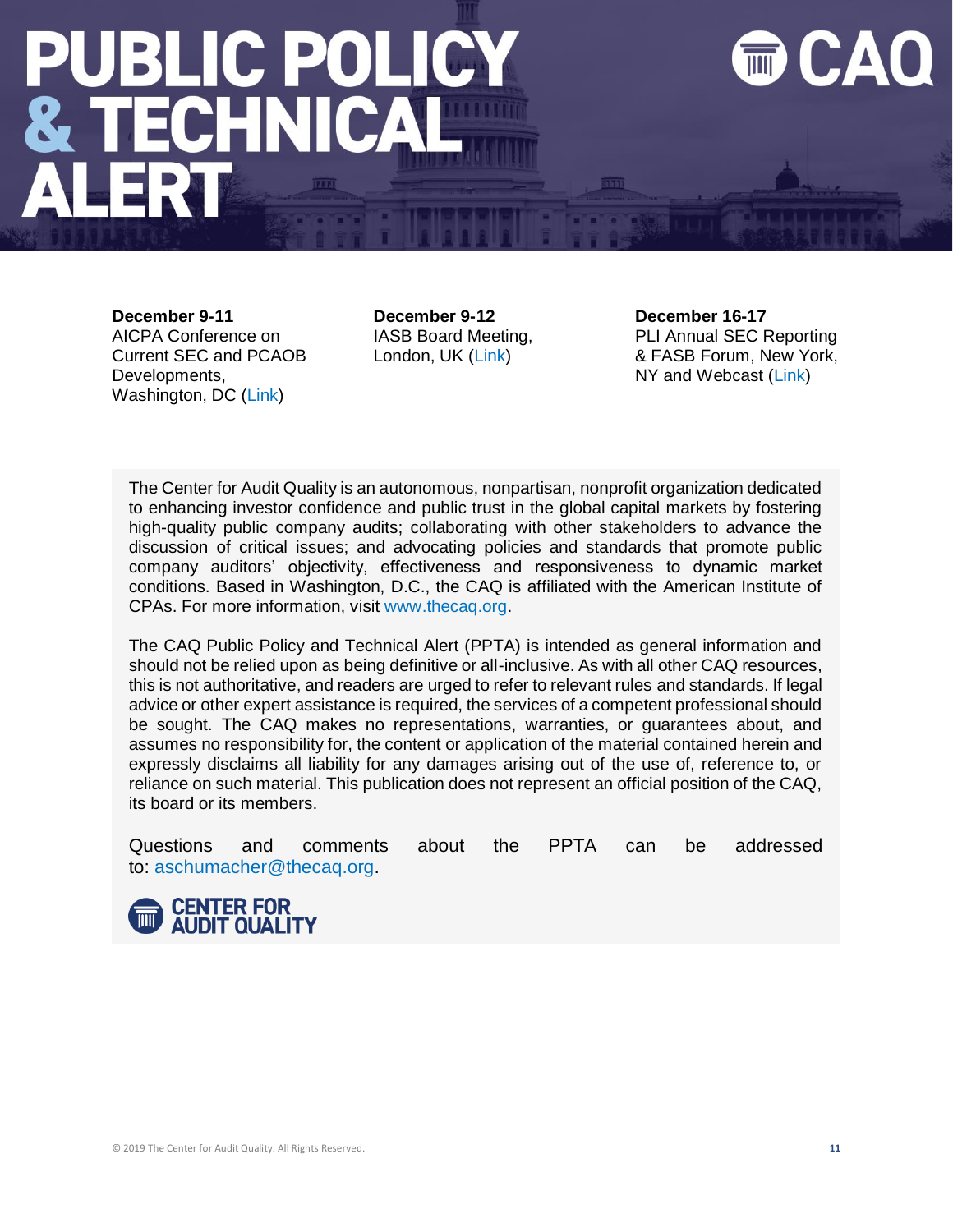# PUBLIC POLICY & TECHNICAL ALERT

**December 9-11**
AICPA Conference on Current SEC and PCAOB Developments, Washington, DC (Link)

**December 9-12**
IASB Board Meeting, London, UK (Link)

**December 16-17**
PLI Annual SEC Reporting & FASB Forum, New York, NY and Webcast (Link)

The Center for Audit Quality is an autonomous, nonpartisan, nonprofit organization dedicated to enhancing investor confidence and public trust in the global capital markets by fostering high-quality public company audits; collaborating with other stakeholders to advance the discussion of critical issues; and advocating policies and standards that promote public company auditors' objectivity, effectiveness and responsiveness to dynamic market conditions. Based in Washington, D.C., the CAQ is affiliated with the American Institute of CPAs. For more information, visit www.thecaq.org.

The CAQ Public Policy and Technical Alert (PPTA) is intended as general information and should not be relied upon as being definitive or all-inclusive. As with all other CAQ resources, this is not authoritative, and readers are urged to refer to relevant rules and standards. If legal advice or other expert assistance is required, the services of a competent professional should be sought. The CAQ makes no representations, warranties, or guarantees about, and assumes no responsibility for, the content or application of the material contained herein and expressly disclaims all liability for any damages arising out of the use of, reference to, or reliance on such material. This publication does not represent an official position of the CAQ, its board or its members.

Questions and comments about the PPTA can be addressed to: aschumacher@thecaq.org.

CENTER FOR AUDIT QUALITY

© 2019 The Center for Audit Quality. All Rights Reserved.